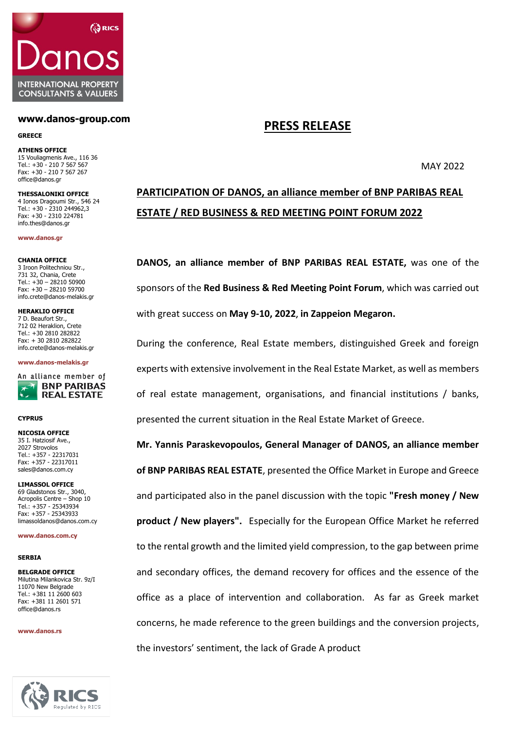Danos
INTERNATIONAL PROPERTY CONSULTANTS & VALUERS

**www.danos-group.com**

**GREECE**

**ATHENS OFFICE**
15 Vouliagmenis Ave., 116 36
Tel.: +30 - 210 7 567 567
Fax: +30 - 210 7 567 267
office@danos.gr

**THESSALONIKI OFFICE**
4 Ionos Dragoumi Str., 546 24
Tel.: +30 - 2310 244962,3
Fax: +30 - 2310 224781
info.thes@danos.gr

**www.danos.gr**

**CHANIA OFFICE**
3 Iroon Politechniou Str.,
731 32, Chania, Crete
Tel.: +30 – 28210 50900
Fax: +30 – 28210 59700
info.crete@danos-melakis.gr

**HERAKLIO OFFICE**
7 D. Beaufort Str.,
712 02 Heraklion, Crete
Tel.: +30 2810 282822
Fax: + 30 2810 282822
info.crete@danos-melakis.gr

**www.danos-melakis.gr**

An alliance member of BNP PARIBAS REAL ESTATE

**CYPRUS**

**NICOSIA OFFICE**
35 I. Hatziosif Ave.,
2027 Strovolos
Tel.: +357 - 22317031
Fax: +357 - 22317011
sales@danos.com.cy

**LIMASSOL OFFICE**
69 Gladstonos Str., 3040,
Acropolis Centre – Shop 10
Tel.: +357 - 25343934
Fax: +357 - 25343933
limassoldanos@danos.com.cy

**www.danos.com.cy**

**SERBIA**

**BELGRADE OFFICE**
Milutina Milankovica Str. 9z/I
11070 New Belgrade
Tel.: +381 11 2600 603
Fax: +381 11 2601 571
office@danos.rs

**www.danos.rs**

RICS Regulated by RICS

# PRESS RELEASE

MAY 2022

## PARTICIPATION OF DANOS, an alliance member of BNP PARIBAS REAL ESTATE / RED BUSINESS & RED MEETING POINT FORUM 2022

**DANOS, an alliance member of BNP PARIBAS REAL ESTATE,** was one of the sponsors of the **Red Business & Red Meeting Point Forum**, which was carried out with great success on **May 9-10, 2022**, **in Zappeion Megaron.**

During the conference, Real Estate members, distinguished Greek and foreign experts with extensive involvement in the Real Estate Market, as well as members of real estate management, organisations, and financial institutions / banks, presented the current situation in the Real Estate Market of Greece.

**Mr. Yannis Paraskevopoulos, General Manager of DANOS, an alliance member of BNP PARIBAS REAL ESTATE**, presented the Office Market in Europe and Greece and participated also in the panel discussion with the topic **"Fresh money / New product / New players".** Especially for the European Office Market he referred to the rental growth and the limited yield compression, to the gap between prime and secondary offices, the demand recovery for offices and the essence of the office as a place of intervention and collaboration. As far as Greek market concerns, he made reference to the green buildings and the conversion projects, the investors' sentiment, the lack of Grade A product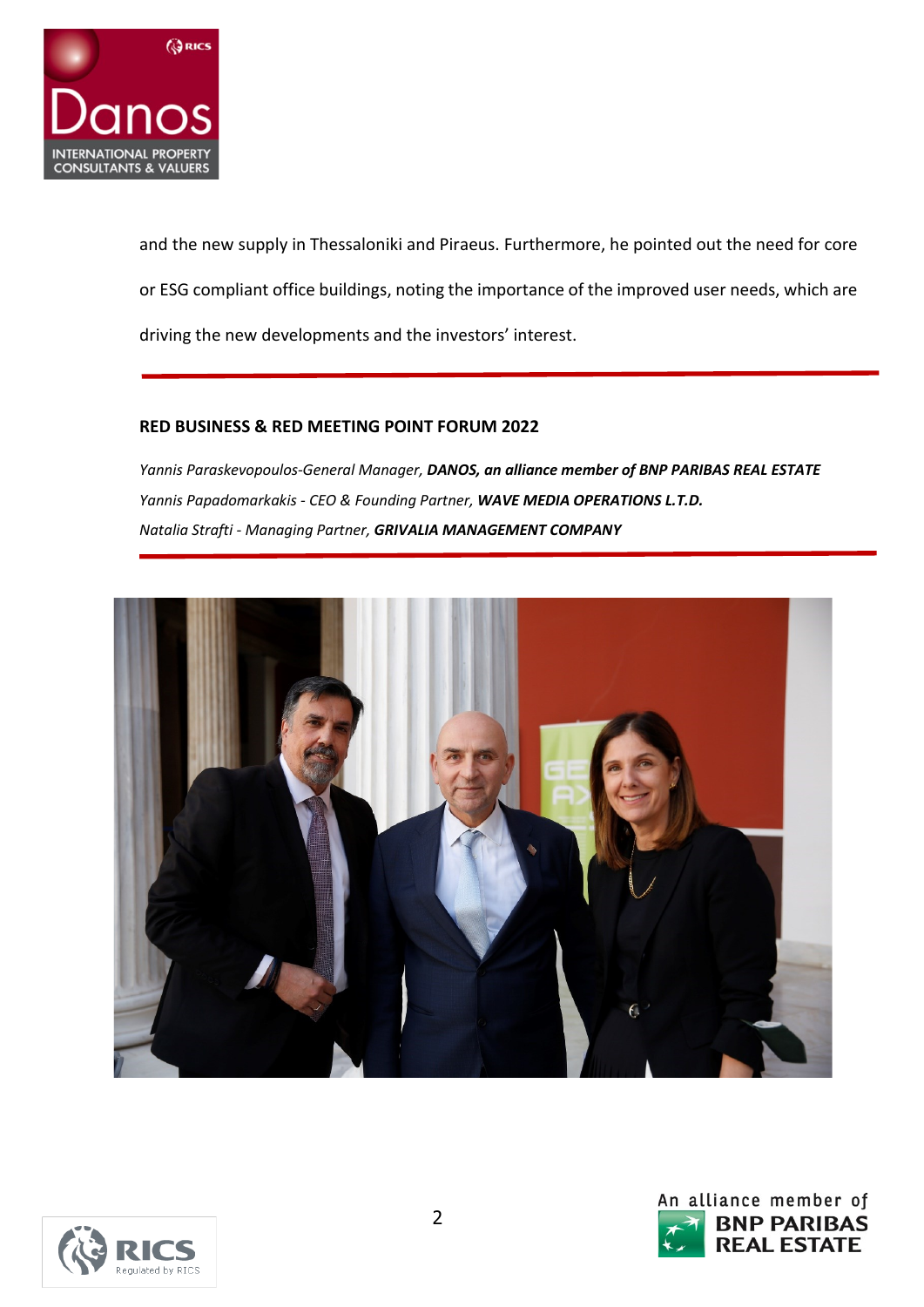and the new supply in Thessaloniki and Piraeus. Furthermore, he pointed out the need for core or ESG compliant office buildings, noting the importance of the improved user needs, which are driving the new developments and the investors' interest.

---

**RED BUSINESS & RED MEETING POINT FORUM 2022**

*Yannis Paraskevopoulos-General Manager,* ***DANOS, an alliance member of BNP PARIBAS REAL ESTATE***
*Yannis Papadomarkakis - CEO & Founding Partner,* ***WAVE MEDIA OPERATIONS L.T.D.***
*Natalia Strafti - Managing Partner,* ***GRIVALIA MANAGEMENT COMPANY***

---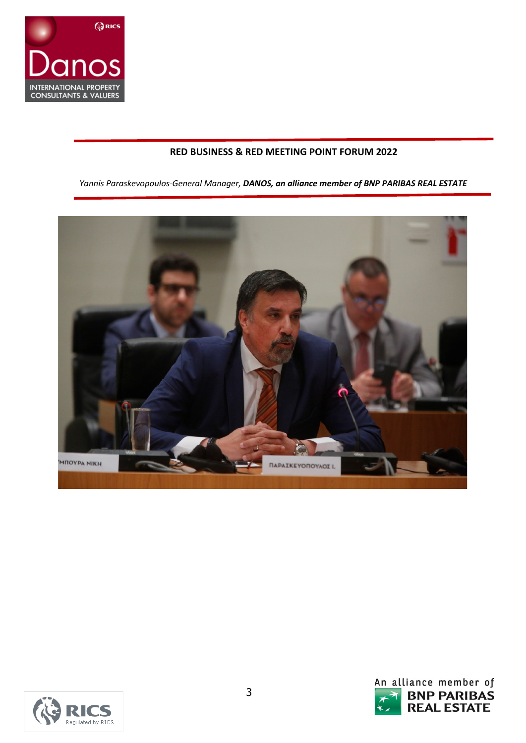**RED BUSINESS & RED MEETING POINT FORUM 2022**

*Yannis Paraskevopoulos-General Manager,* ***DANOS, an alliance member of BNP PARIBAS REAL ESTATE***